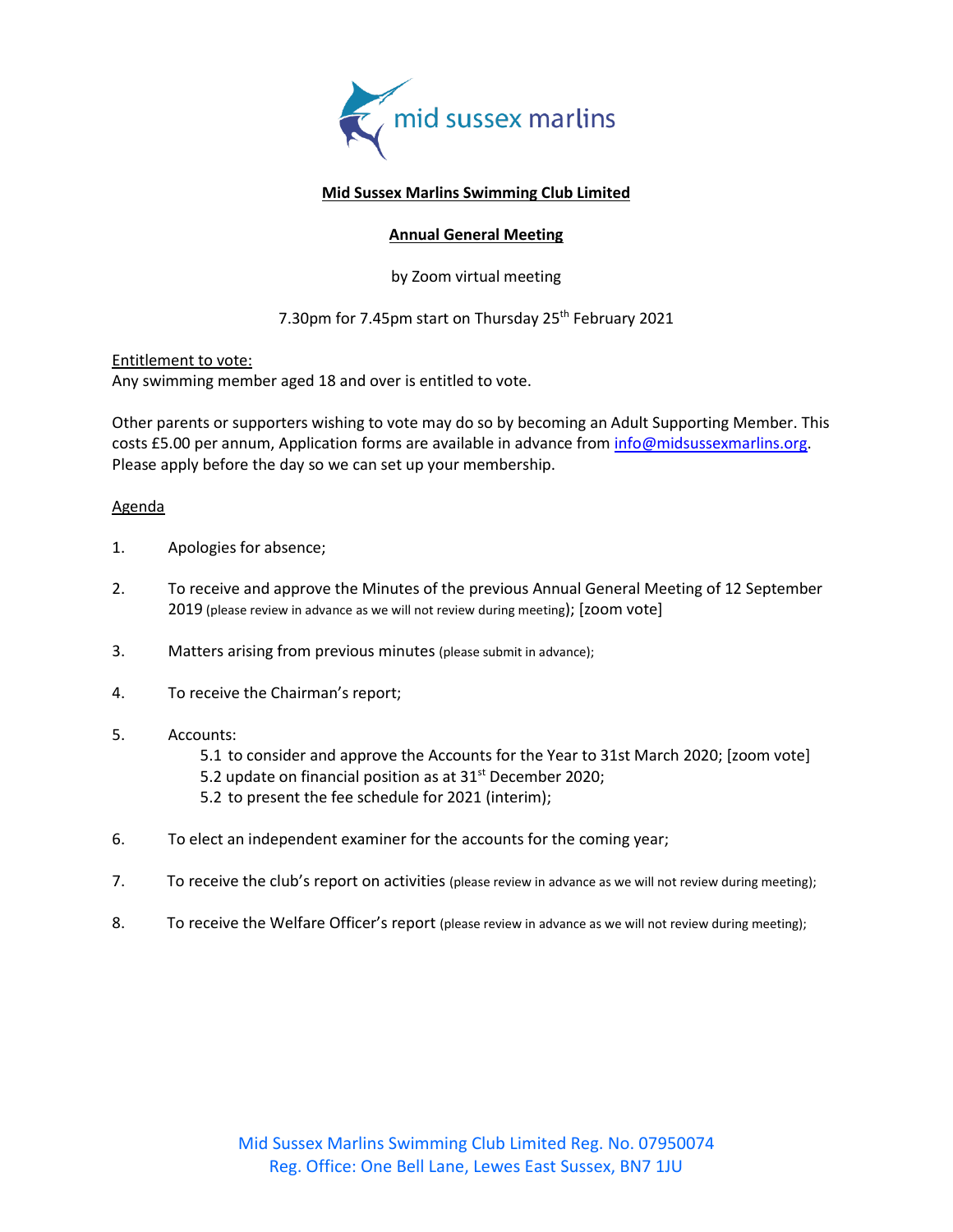mid sussex marlins

**Mid Sussex Marlins Swimming Club Limited**

**Annual General Meeting**

by Zoom virtual meeting

7.30pm for 7.45pm start on Thursday 25th February 2021

Entitlement to vote:
Any swimming member aged 18 and over is entitled to vote.

Other parents or supporters wishing to vote may do so by becoming an Adult Supporting Member. This costs £5.00 per annum, Application forms are available in advance from info@midsussexmarlins.org. Please apply before the day so we can set up your membership.

Agenda

1. Apologies for absence;

2. To receive and approve the Minutes of the previous Annual General Meeting of 12 September 2019 (please review in advance as we will not review during meeting); [zoom vote]

3. Matters arising from previous minutes (please submit in advance);

4. To receive the Chairman's report;

5. Accounts:
   - 5.1 to consider and approve the Accounts for the Year to 31st March 2020; [zoom vote]
   - 5.2 update on financial position as at 31st December 2020;
   - 5.2 to present the fee schedule for 2021 (interim);

6. To elect an independent examiner for the accounts for the coming year;

7. To receive the club's report on activities (please review in advance as we will not review during meeting);

8. To receive the Welfare Officer's report (please review in advance as we will not review during meeting);

Mid Sussex Marlins Swimming Club Limited Reg. No. 07950074
Reg. Office: One Bell Lane, Lewes East Sussex, BN7 1JU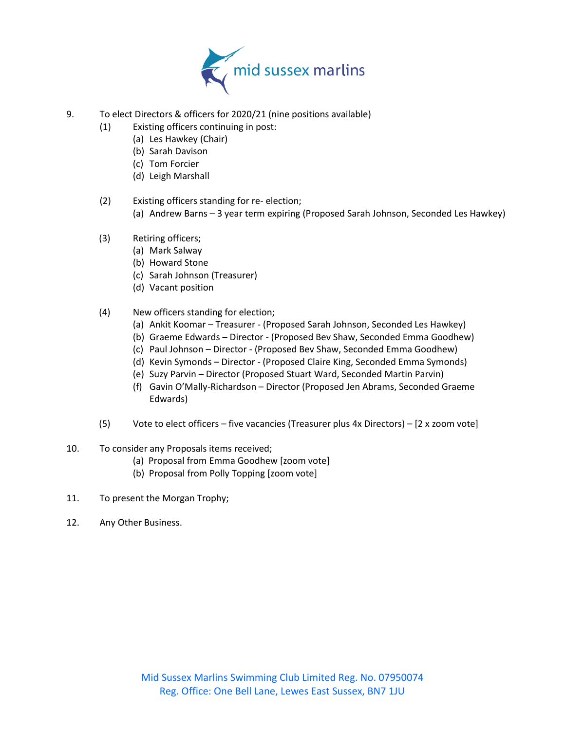9. To elect Directors & officers for 2020/21 (nine positions available)
   (1) Existing officers continuing in post:
      (a) Les Hawkey (Chair)
      (b) Sarah Davison
      (c) Tom Forcier
      (d) Leigh Marshall

   (2) Existing officers standing for re- election;
      (a) Andrew Barns – 3 year term expiring (Proposed Sarah Johnson, Seconded Les Hawkey)

   (3) Retiring officers;
      (a) Mark Salway
      (b) Howard Stone
      (c) Sarah Johnson (Treasurer)
      (d) Vacant position

   (4) New officers standing for election;
      (a) Ankit Koomar – Treasurer - (Proposed Sarah Johnson, Seconded Les Hawkey)
      (b) Graeme Edwards – Director - (Proposed Bev Shaw, Seconded Emma Goodhew)
      (c) Paul Johnson – Director - (Proposed Bev Shaw, Seconded Emma Goodhew)
      (d) Kevin Symonds – Director - (Proposed Claire King, Seconded Emma Symonds)
      (e) Suzy Parvin – Director (Proposed Stuart Ward, Seconded Martin Parvin)
      (f) Gavin O'Mally-Richardson – Director (Proposed Jen Abrams, Seconded Graeme Edwards)

   (5) Vote to elect officers – five vacancies (Treasurer plus 4x Directors) – [2 x zoom vote]

10. To consider any Proposals items received;
      (a) Proposal from Emma Goodhew [zoom vote]
      (b) Proposal from Polly Topping [zoom vote]

11. To present the Morgan Trophy;

12. Any Other Business.

Mid Sussex Marlins Swimming Club Limited Reg. No. 07950074
Reg. Office: One Bell Lane, Lewes East Sussex, BN7 1JU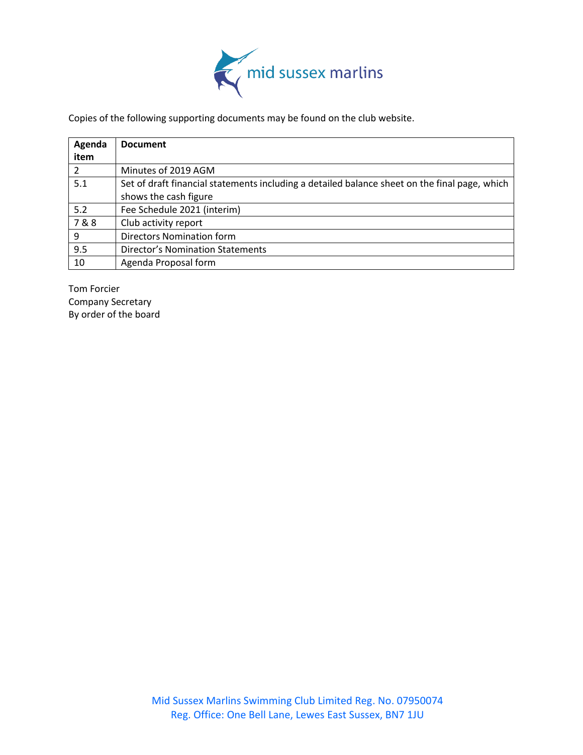Copies of the following supporting documents may be found on the club website.

| Agenda item | Document |
|---|---|
| 2 | Minutes of 2019 AGM |
| 5.1 | Set of draft financial statements including a detailed balance sheet on the final page, which shows the cash figure |
| 5.2 | Fee Schedule 2021 (interim) |
| 7 & 8 | Club activity report |
| 9 | Directors Nomination form |
| 9.5 | Director's Nomination Statements |
| 10 | Agenda Proposal form |

Tom Forcier
Company Secretary
By order of the board

Mid Sussex Marlins Swimming Club Limited Reg. No. 07950074
Reg. Office: One Bell Lane, Lewes East Sussex, BN7 1JU